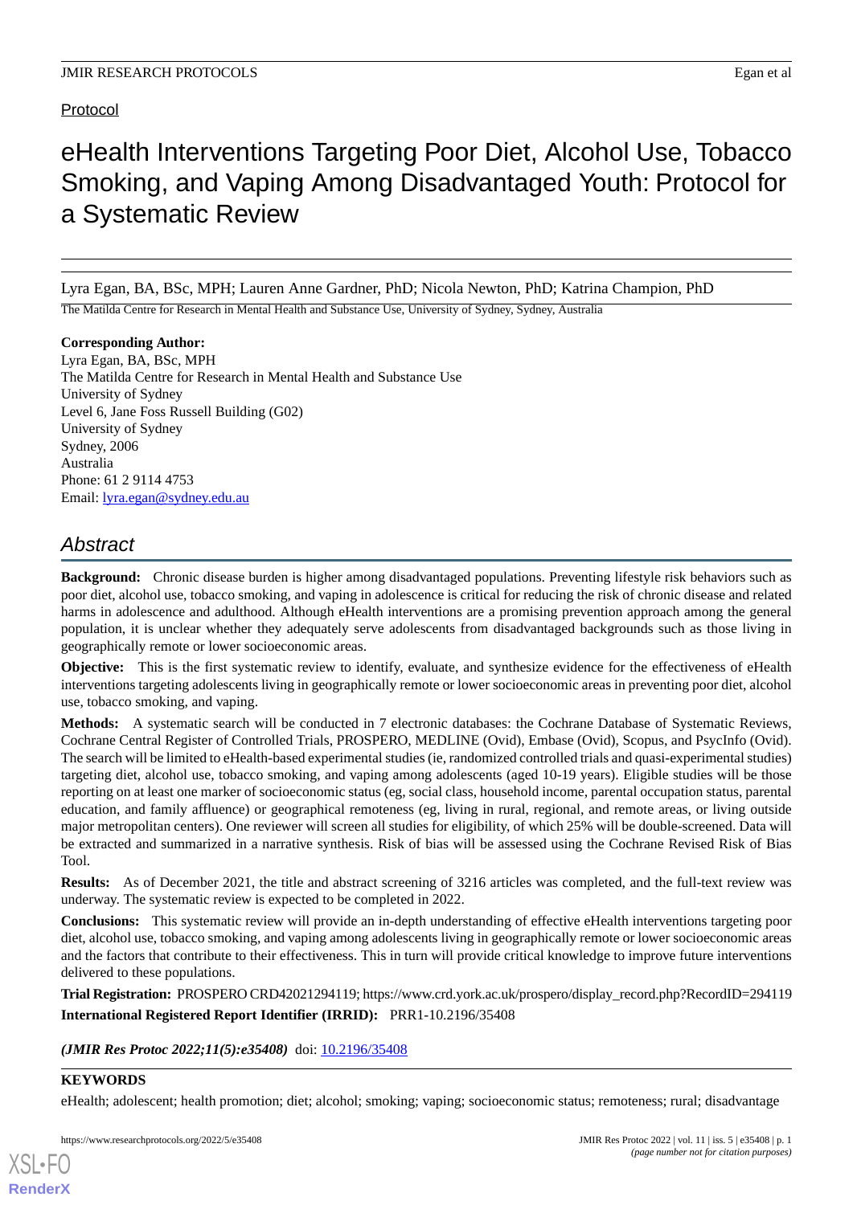Protocol

# eHealth Interventions Targeting Poor Diet, Alcohol Use, Tobacco Smoking, and Vaping Among Disadvantaged Youth: Protocol for a Systematic Review

Lyra Egan, BA, BSc, MPH; Lauren Anne Gardner, PhD; Nicola Newton, PhD; Katrina Champion, PhD

The Matilda Centre for Research in Mental Health and Substance Use, University of Sydney, Sydney, Australia

**Corresponding Author:**
Lyra Egan, BA, BSc, MPH
The Matilda Centre for Research in Mental Health and Substance Use
University of Sydney
Level 6, Jane Foss Russell Building (G02)
University of Sydney
Sydney, 2006
Australia
Phone: 61 2 9114 4753
Email: lyra.egan@sydney.edu.au

## Abstract

**Background:** Chronic disease burden is higher among disadvantaged populations. Preventing lifestyle risk behaviors such as poor diet, alcohol use, tobacco smoking, and vaping in adolescence is critical for reducing the risk of chronic disease and related harms in adolescence and adulthood. Although eHealth interventions are a promising prevention approach among the general population, it is unclear whether they adequately serve adolescents from disadvantaged backgrounds such as those living in geographically remote or lower socioeconomic areas.

**Objective:** This is the first systematic review to identify, evaluate, and synthesize evidence for the effectiveness of eHealth interventions targeting adolescents living in geographically remote or lower socioeconomic areas in preventing poor diet, alcohol use, tobacco smoking, and vaping.

**Methods:** A systematic search will be conducted in 7 electronic databases: the Cochrane Database of Systematic Reviews, Cochrane Central Register of Controlled Trials, PROSPERO, MEDLINE (Ovid), Embase (Ovid), Scopus, and PsycInfo (Ovid). The search will be limited to eHealth-based experimental studies (ie, randomized controlled trials and quasi-experimental studies) targeting diet, alcohol use, tobacco smoking, and vaping among adolescents (aged 10-19 years). Eligible studies will be those reporting on at least one marker of socioeconomic status (eg, social class, household income, parental occupation status, parental education, and family affluence) or geographical remoteness (eg, living in rural, regional, and remote areas, or living outside major metropolitan centers). One reviewer will screen all studies for eligibility, of which 25% will be double-screened. Data will be extracted and summarized in a narrative synthesis. Risk of bias will be assessed using the Cochrane Revised Risk of Bias Tool.

**Results:** As of December 2021, the title and abstract screening of 3216 articles was completed, and the full-text review was underway. The systematic review is expected to be completed in 2022.

**Conclusions:** This systematic review will provide an in-depth understanding of effective eHealth interventions targeting poor diet, alcohol use, tobacco smoking, and vaping among adolescents living in geographically remote or lower socioeconomic areas and the factors that contribute to their effectiveness. This in turn will provide critical knowledge to improve future interventions delivered to these populations.

**Trial Registration:** PROSPERO CRD42021294119; https://www.crd.york.ac.uk/prospero/display_record.php?RecordID=294119

**International Registered Report Identifier (IRRID):** PRR1-10.2196/35408

*(JMIR Res Protoc 2022;11(5):e35408)* doi: 10.2196/35408

**KEYWORDS**

eHealth; adolescent; health promotion; diet; alcohol; smoking; vaping; socioeconomic status; remoteness; rural; disadvantage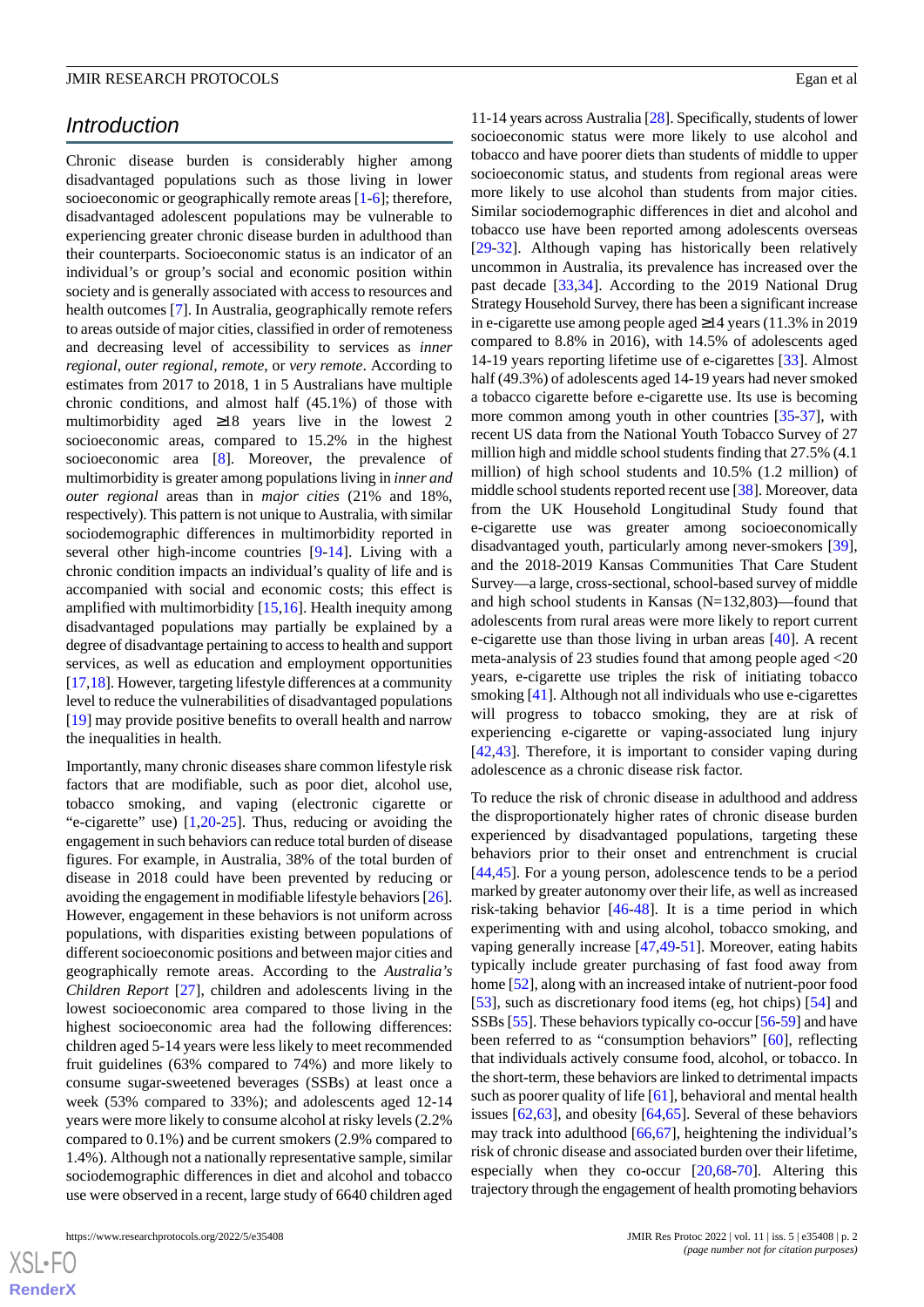## Introduction

Chronic disease burden is considerably higher among disadvantaged populations such as those living in lower socioeconomic or geographically remote areas [1-6]; therefore, disadvantaged adolescent populations may be vulnerable to experiencing greater chronic disease burden in adulthood than their counterparts. Socioeconomic status is an indicator of an individual's or group's social and economic position within society and is generally associated with access to resources and health outcomes [7]. In Australia, geographically remote refers to areas outside of major cities, classified in order of remoteness and decreasing level of accessibility to services as *inner regional*, *outer regional*, *remote*, or *very remote*. According to estimates from 2017 to 2018, 1 in 5 Australians have multiple chronic conditions, and almost half (45.1%) of those with multimorbidity aged ≥18 years live in the lowest 2 socioeconomic areas, compared to 15.2% in the highest socioeconomic area [8]. Moreover, the prevalence of multimorbidity is greater among populations living in *inner and outer regional* areas than in *major cities* (21% and 18%, respectively). This pattern is not unique to Australia, with similar sociodemographic differences in multimorbidity reported in several other high-income countries [9-14]. Living with a chronic condition impacts an individual's quality of life and is accompanied with social and economic costs; this effect is amplified with multimorbidity [15,16]. Health inequity among disadvantaged populations may partially be explained by a degree of disadvantage pertaining to access to health and support services, as well as education and employment opportunities [17,18]. However, targeting lifestyle differences at a community level to reduce the vulnerabilities of disadvantaged populations [19] may provide positive benefits to overall health and narrow the inequalities in health.

Importantly, many chronic diseases share common lifestyle risk factors that are modifiable, such as poor diet, alcohol use, tobacco smoking, and vaping (electronic cigarette or "e-cigarette" use) [1,20-25]. Thus, reducing or avoiding the engagement in such behaviors can reduce total burden of disease figures. For example, in Australia, 38% of the total burden of disease in 2018 could have been prevented by reducing or avoiding the engagement in modifiable lifestyle behaviors [26]. However, engagement in these behaviors is not uniform across populations, with disparities existing between populations of different socioeconomic positions and between major cities and geographically remote areas. According to the *Australia's Children Report* [27], children and adolescents living in the lowest socioeconomic area compared to those living in the highest socioeconomic area had the following differences: children aged 5-14 years were less likely to meet recommended fruit guidelines (63% compared to 74%) and more likely to consume sugar-sweetened beverages (SSBs) at least once a week (53% compared to 33%); and adolescents aged 12-14 years were more likely to consume alcohol at risky levels (2.2% compared to 0.1%) and be current smokers (2.9% compared to 1.4%). Although not a nationally representative sample, similar sociodemographic differences in diet and alcohol and tobacco use were observed in a recent, large study of 6640 children aged 11-14 years across Australia [28]. Specifically, students of lower socioeconomic status were more likely to use alcohol and tobacco and have poorer diets than students of middle to upper socioeconomic status, and students from regional areas were more likely to use alcohol than students from major cities. Similar sociodemographic differences in diet and alcohol and tobacco use have been reported among adolescents overseas [29-32]. Although vaping has historically been relatively uncommon in Australia, its prevalence has increased over the past decade [33,34]. According to the 2019 National Drug Strategy Household Survey, there has been a significant increase in e-cigarette use among people aged ≥14 years (11.3% in 2019 compared to 8.8% in 2016), with 14.5% of adolescents aged 14-19 years reporting lifetime use of e-cigarettes [33]. Almost half (49.3%) of adolescents aged 14-19 years had never smoked a tobacco cigarette before e-cigarette use. Its use is becoming more common among youth in other countries [35-37], with recent US data from the National Youth Tobacco Survey of 27 million high and middle school students finding that 27.5% (4.1 million) of high school students and 10.5% (1.2 million) of middle school students reported recent use [38]. Moreover, data from the UK Household Longitudinal Study found that e-cigarette use was greater among socioeconomically disadvantaged youth, particularly among never-smokers [39], and the 2018-2019 Kansas Communities That Care Student Survey—a large, cross-sectional, school-based survey of middle and high school students in Kansas (N=132,803)—found that adolescents from rural areas were more likely to report current e-cigarette use than those living in urban areas [40]. A recent meta-analysis of 23 studies found that among people aged <20 years, e-cigarette use triples the risk of initiating tobacco smoking [41]. Although not all individuals who use e-cigarettes will progress to tobacco smoking, they are at risk of experiencing e-cigarette or vaping-associated lung injury [42,43]. Therefore, it is important to consider vaping during adolescence as a chronic disease risk factor.

To reduce the risk of chronic disease in adulthood and address the disproportionately higher rates of chronic disease burden experienced by disadvantaged populations, targeting these behaviors prior to their onset and entrenchment is crucial [44,45]. For a young person, adolescence tends to be a period marked by greater autonomy over their life, as well as increased risk-taking behavior [46-48]. It is a time period in which experimenting with and using alcohol, tobacco smoking, and vaping generally increase [47,49-51]. Moreover, eating habits typically include greater purchasing of fast food away from home [52], along with an increased intake of nutrient-poor food [53], such as discretionary food items (eg, hot chips) [54] and SSBs [55]. These behaviors typically co-occur [56-59] and have been referred to as "consumption behaviors" [60], reflecting that individuals actively consume food, alcohol, or tobacco. In the short-term, these behaviors are linked to detrimental impacts such as poorer quality of life [61], behavioral and mental health issues [62,63], and obesity [64,65]. Several of these behaviors may track into adulthood [66,67], heightening the individual's risk of chronic disease and associated burden over their lifetime, especially when they co-occur [20,68-70]. Altering this trajectory through the engagement of health promoting behaviors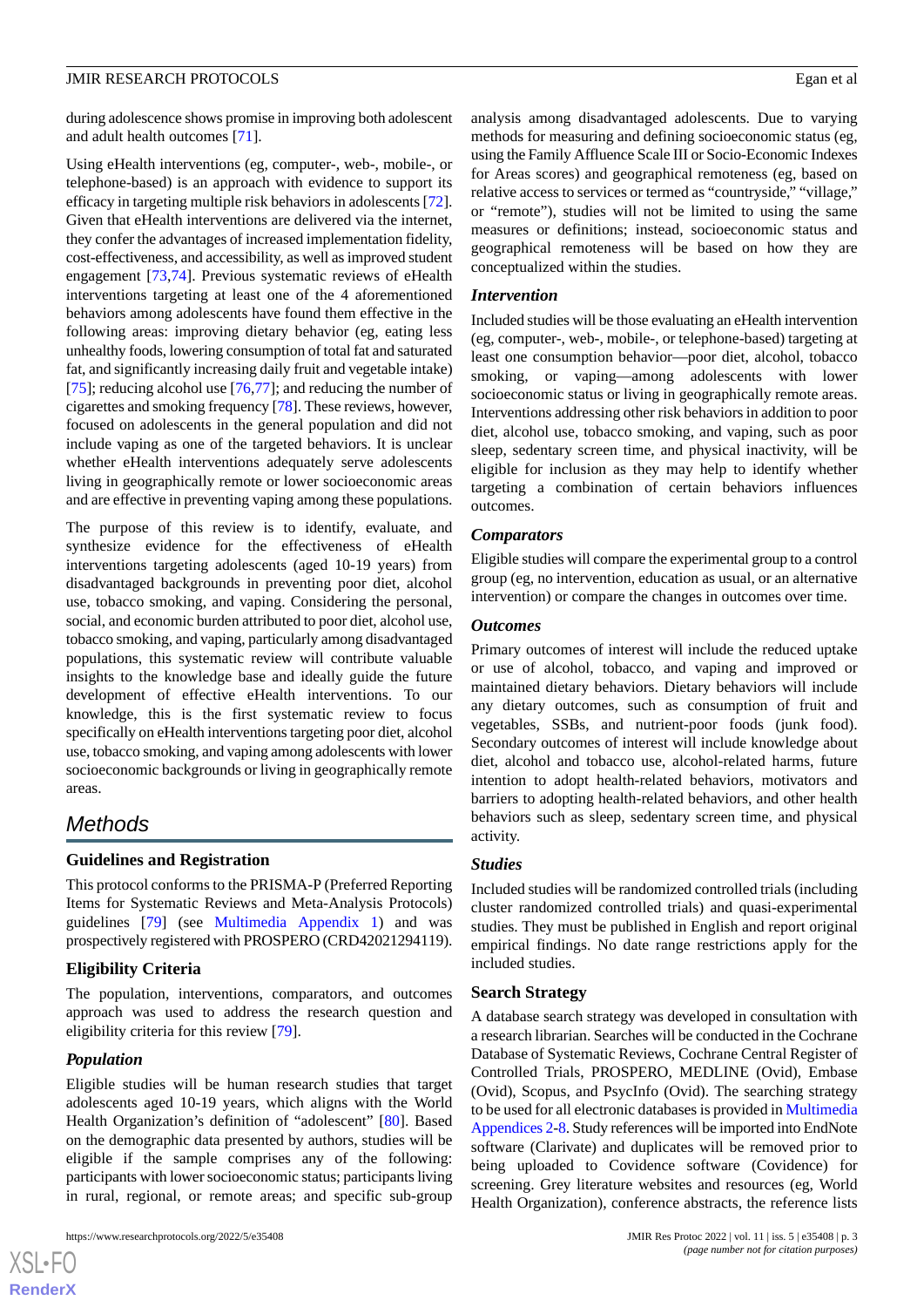during adolescence shows promise in improving both adolescent and adult health outcomes [71].

Using eHealth interventions (eg, computer-, web-, mobile-, or telephone-based) is an approach with evidence to support its efficacy in targeting multiple risk behaviors in adolescents [72]. Given that eHealth interventions are delivered via the internet, they confer the advantages of increased implementation fidelity, cost-effectiveness, and accessibility, as well as improved student engagement [73,74]. Previous systematic reviews of eHealth interventions targeting at least one of the 4 aforementioned behaviors among adolescents have found them effective in the following areas: improving dietary behavior (eg, eating less unhealthy foods, lowering consumption of total fat and saturated fat, and significantly increasing daily fruit and vegetable intake) [75]; reducing alcohol use [76,77]; and reducing the number of cigarettes and smoking frequency [78]. These reviews, however, focused on adolescents in the general population and did not include vaping as one of the targeted behaviors. It is unclear whether eHealth interventions adequately serve adolescents living in geographically remote or lower socioeconomic areas and are effective in preventing vaping among these populations.

The purpose of this review is to identify, evaluate, and synthesize evidence for the effectiveness of eHealth interventions targeting adolescents (aged 10-19 years) from disadvantaged backgrounds in preventing poor diet, alcohol use, tobacco smoking, and vaping. Considering the personal, social, and economic burden attributed to poor diet, alcohol use, tobacco smoking, and vaping, particularly among disadvantaged populations, this systematic review will contribute valuable insights to the knowledge base and ideally guide the future development of effective eHealth interventions. To our knowledge, this is the first systematic review to focus specifically on eHealth interventions targeting poor diet, alcohol use, tobacco smoking, and vaping among adolescents with lower socioeconomic backgrounds or living in geographically remote areas.

# Methods

## Guidelines and Registration

This protocol conforms to the PRISMA-P (Preferred Reporting Items for Systematic Reviews and Meta-Analysis Protocols) guidelines [79] (see Multimedia Appendix 1) and was prospectively registered with PROSPERO (CRD42021294119).

## Eligibility Criteria

The population, interventions, comparators, and outcomes approach was used to address the research question and eligibility criteria for this review [79].

### *Population*

Eligible studies will be human research studies that target adolescents aged 10-19 years, which aligns with the World Health Organization's definition of "adolescent" [80]. Based on the demographic data presented by authors, studies will be eligible if the sample comprises any of the following: participants with lower socioeconomic status; participants living in rural, regional, or remote areas; and specific sub-group analysis among disadvantaged adolescents. Due to varying methods for measuring and defining socioeconomic status (eg, using the Family Affluence Scale III or Socio-Economic Indexes for Areas scores) and geographical remoteness (eg, based on relative access to services or termed as "countryside," "village," or "remote"), studies will not be limited to using the same measures or definitions; instead, socioeconomic status and geographical remoteness will be based on how they are conceptualized within the studies.

### *Intervention*

Included studies will be those evaluating an eHealth intervention (eg, computer-, web-, mobile-, or telephone-based) targeting at least one consumption behavior—poor diet, alcohol, tobacco smoking, or vaping—among adolescents with lower socioeconomic status or living in geographically remote areas. Interventions addressing other risk behaviors in addition to poor diet, alcohol use, tobacco smoking, and vaping, such as poor sleep, sedentary screen time, and physical inactivity, will be eligible for inclusion as they may help to identify whether targeting a combination of certain behaviors influences outcomes.

### *Comparators*

Eligible studies will compare the experimental group to a control group (eg, no intervention, education as usual, or an alternative intervention) or compare the changes in outcomes over time.

### *Outcomes*

Primary outcomes of interest will include the reduced uptake or use of alcohol, tobacco, and vaping and improved or maintained dietary behaviors. Dietary behaviors will include any dietary outcomes, such as consumption of fruit and vegetables, SSBs, and nutrient-poor foods (junk food). Secondary outcomes of interest will include knowledge about diet, alcohol and tobacco use, alcohol-related harms, future intention to adopt health-related behaviors, motivators and barriers to adopting health-related behaviors, and other health behaviors such as sleep, sedentary screen time, and physical activity.

### *Studies*

Included studies will be randomized controlled trials (including cluster randomized controlled trials) and quasi-experimental studies. They must be published in English and report original empirical findings. No date range restrictions apply for the included studies.

## Search Strategy

A database search strategy was developed in consultation with a research librarian. Searches will be conducted in the Cochrane Database of Systematic Reviews, Cochrane Central Register of Controlled Trials, PROSPERO, MEDLINE (Ovid), Embase (Ovid), Scopus, and PsycInfo (Ovid). The searching strategy to be used for all electronic databases is provided in Multimedia Appendices 2-8. Study references will be imported into EndNote software (Clarivate) and duplicates will be removed prior to being uploaded to Covidence software (Covidence) for screening. Grey literature websites and resources (eg, World Health Organization), conference abstracts, the reference lists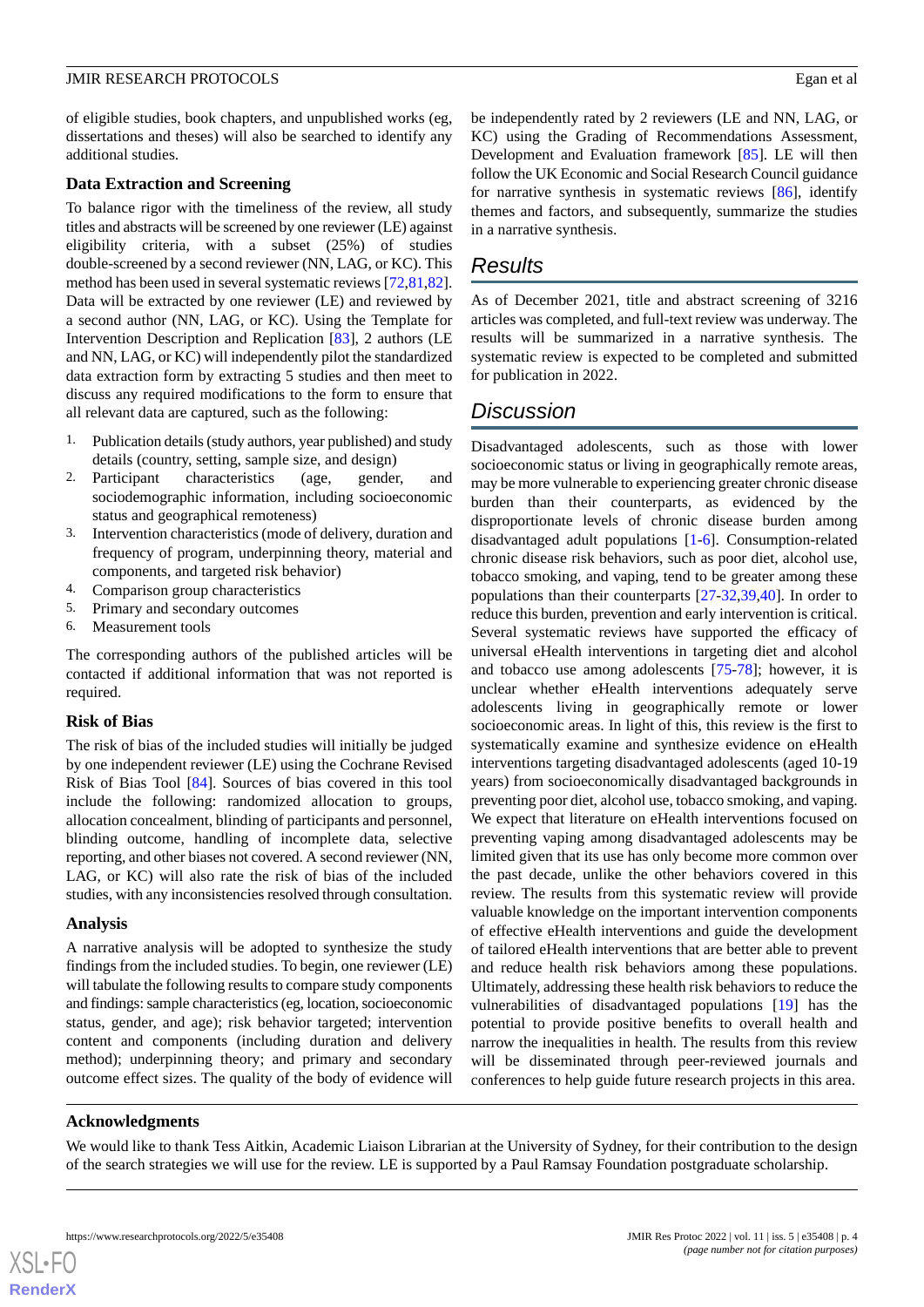of eligible studies, book chapters, and unpublished works (eg, dissertations and theses) will also be searched to identify any additional studies.

### Data Extraction and Screening

To balance rigor with the timeliness of the review, all study titles and abstracts will be screened by one reviewer (LE) against eligibility criteria, with a subset (25%) of studies double-screened by a second reviewer (NN, LAG, or KC). This method has been used in several systematic reviews [72,81,82]. Data will be extracted by one reviewer (LE) and reviewed by a second author (NN, LAG, or KC). Using the Template for Intervention Description and Replication [83], 2 authors (LE and NN, LAG, or KC) will independently pilot the standardized data extraction form by extracting 5 studies and then meet to discuss any required modifications to the form to ensure that all relevant data are captured, such as the following:

1. Publication details (study authors, year published) and study details (country, setting, sample size, and design)
2. Participant characteristics (age, gender, and sociodemographic information, including socioeconomic status and geographical remoteness)
3. Intervention characteristics (mode of delivery, duration and frequency of program, underpinning theory, material and components, and targeted risk behavior)
4. Comparison group characteristics
5. Primary and secondary outcomes
6. Measurement tools

The corresponding authors of the published articles will be contacted if additional information that was not reported is required.

### Risk of Bias

The risk of bias of the included studies will initially be judged by one independent reviewer (LE) using the Cochrane Revised Risk of Bias Tool [84]. Sources of bias covered in this tool include the following: randomized allocation to groups, allocation concealment, blinding of participants and personnel, blinding outcome, handling of incomplete data, selective reporting, and other biases not covered. A second reviewer (NN, LAG, or KC) will also rate the risk of bias of the included studies, with any inconsistencies resolved through consultation.

### Analysis

A narrative analysis will be adopted to synthesize the study findings from the included studies. To begin, one reviewer (LE) will tabulate the following results to compare study components and findings: sample characteristics (eg, location, socioeconomic status, gender, and age); risk behavior targeted; intervention content and components (including duration and delivery method); underpinning theory; and primary and secondary outcome effect sizes. The quality of the body of evidence will be independently rated by 2 reviewers (LE and NN, LAG, or KC) using the Grading of Recommendations Assessment, Development and Evaluation framework [85]. LE will then follow the UK Economic and Social Research Council guidance for narrative synthesis in systematic reviews [86], identify themes and factors, and subsequently, summarize the studies in a narrative synthesis.

## Results

As of December 2021, title and abstract screening of 3216 articles was completed, and full-text review was underway. The results will be summarized in a narrative synthesis. The systematic review is expected to be completed and submitted for publication in 2022.

## Discussion

Disadvantaged adolescents, such as those with lower socioeconomic status or living in geographically remote areas, may be more vulnerable to experiencing greater chronic disease burden than their counterparts, as evidenced by the disproportionate levels of chronic disease burden among disadvantaged adult populations [1-6]. Consumption-related chronic disease risk behaviors, such as poor diet, alcohol use, tobacco smoking, and vaping, tend to be greater among these populations than their counterparts [27-32,39,40]. In order to reduce this burden, prevention and early intervention is critical. Several systematic reviews have supported the efficacy of universal eHealth interventions in targeting diet and alcohol and tobacco use among adolescents [75-78]; however, it is unclear whether eHealth interventions adequately serve adolescents living in geographically remote or lower socioeconomic areas. In light of this, this review is the first to systematically examine and synthesize evidence on eHealth interventions targeting disadvantaged adolescents (aged 10-19 years) from socioeconomically disadvantaged backgrounds in preventing poor diet, alcohol use, tobacco smoking, and vaping. We expect that literature on eHealth interventions focused on preventing vaping among disadvantaged adolescents may be limited given that its use has only become more common over the past decade, unlike the other behaviors covered in this review. The results from this systematic review will provide valuable knowledge on the important intervention components of effective eHealth interventions and guide the development of tailored eHealth interventions that are better able to prevent and reduce health risk behaviors among these populations. Ultimately, addressing these health risk behaviors to reduce the vulnerabilities of disadvantaged populations [19] has the potential to provide positive benefits to overall health and narrow the inequalities in health. The results from this review will be disseminated through peer-reviewed journals and conferences to help guide future research projects in this area.

### Acknowledgments

We would like to thank Tess Aitkin, Academic Liaison Librarian at the University of Sydney, for their contribution to the design of the search strategies we will use for the review. LE is supported by a Paul Ramsay Foundation postgraduate scholarship.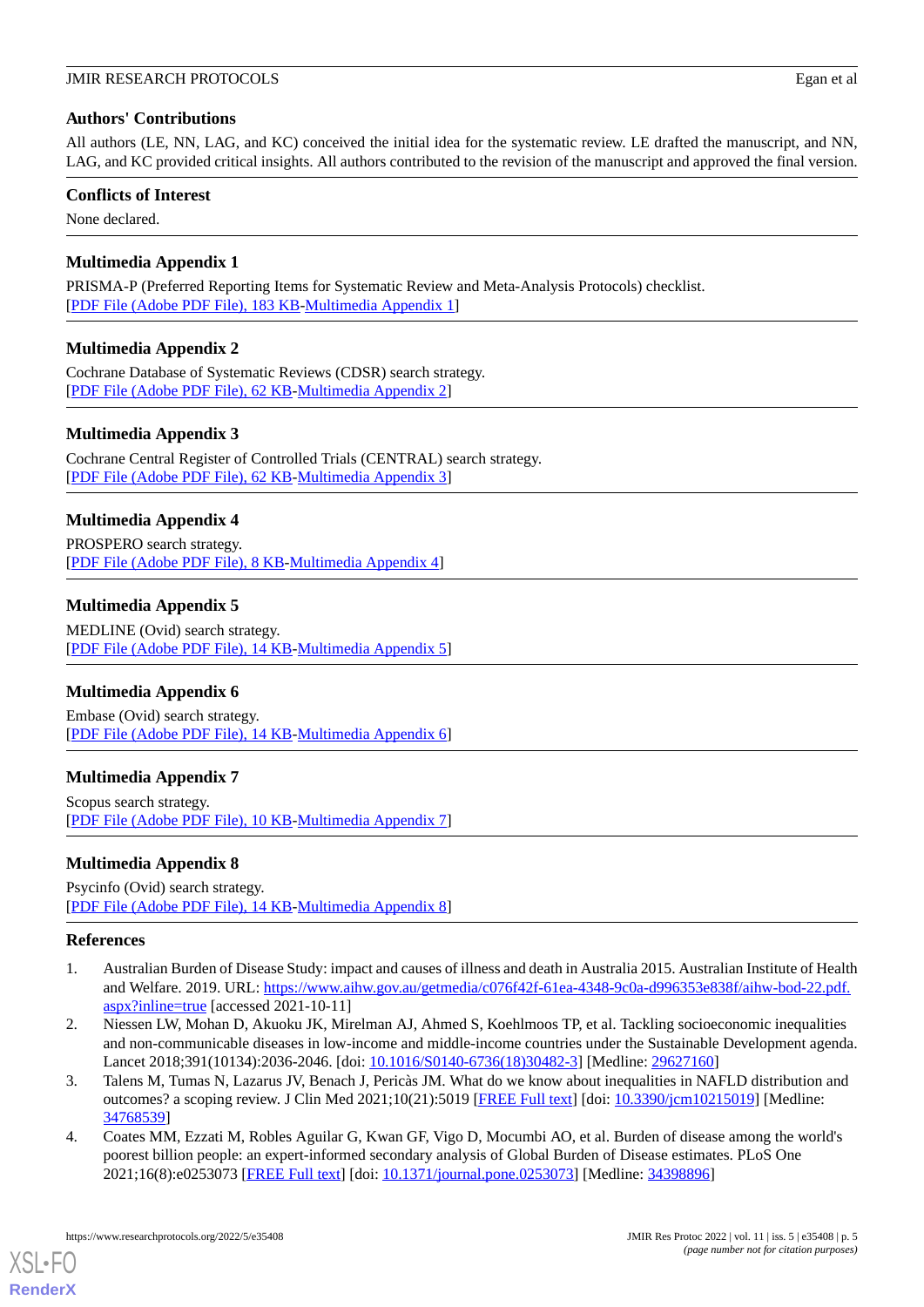## Authors' Contributions

All authors (LE, NN, LAG, and KC) conceived the initial idea for the systematic review. LE drafted the manuscript, and NN, LAG, and KC provided critical insights. All authors contributed to the revision of the manuscript and approved the final version.

## Conflicts of Interest

None declared.

## Multimedia Appendix 1

PRISMA-P (Preferred Reporting Items for Systematic Review and Meta-Analysis Protocols) checklist.
[PDF File (Adobe PDF File), 183 KB-Multimedia Appendix 1]

## Multimedia Appendix 2

Cochrane Database of Systematic Reviews (CDSR) search strategy.
[PDF File (Adobe PDF File), 62 KB-Multimedia Appendix 2]

## Multimedia Appendix 3

Cochrane Central Register of Controlled Trials (CENTRAL) search strategy.
[PDF File (Adobe PDF File), 62 KB-Multimedia Appendix 3]

## Multimedia Appendix 4

PROSPERO search strategy.
[PDF File (Adobe PDF File), 8 KB-Multimedia Appendix 4]

## Multimedia Appendix 5

MEDLINE (Ovid) search strategy.
[PDF File (Adobe PDF File), 14 KB-Multimedia Appendix 5]

## Multimedia Appendix 6

Embase (Ovid) search strategy.
[PDF File (Adobe PDF File), 14 KB-Multimedia Appendix 6]

## Multimedia Appendix 7

Scopus search strategy.
[PDF File (Adobe PDF File), 10 KB-Multimedia Appendix 7]

## Multimedia Appendix 8

Psycinfo (Ovid) search strategy.
[PDF File (Adobe PDF File), 14 KB-Multimedia Appendix 8]

## References

1. Australian Burden of Disease Study: impact and causes of illness and death in Australia 2015. Australian Institute of Health and Welfare. 2019. URL: https://www.aihw.gov.au/getmedia/c076f42f-61ea-4348-9c0a-d996353e838f/aihw-bod-22.pdf.aspx?inline=true [accessed 2021-10-11]
2. Niessen LW, Mohan D, Akuoku JK, Mirelman AJ, Ahmed S, Koehlmoos TP, et al. Tackling socioeconomic inequalities and non-communicable diseases in low-income and middle-income countries under the Sustainable Development agenda. Lancet 2018;391(10134):2036-2046. [doi: 10.1016/S0140-6736(18)30482-3] [Medline: 29627160]
3. Talens M, Tumas N, Lazarus JV, Benach J, Pericàs JM. What do we know about inequalities in NAFLD distribution and outcomes? a scoping review. J Clin Med 2021;10(21):5019 [FREE Full text] [doi: 10.3390/jcm10215019] [Medline: 34768539]
4. Coates MM, Ezzati M, Robles Aguilar G, Kwan GF, Vigo D, Mocumbi AO, et al. Burden of disease among the world's poorest billion people: an expert-informed secondary analysis of Global Burden of Disease estimates. PLoS One 2021;16(8):e0253073 [FREE Full text] [doi: 10.1371/journal.pone.0253073] [Medline: 34398896]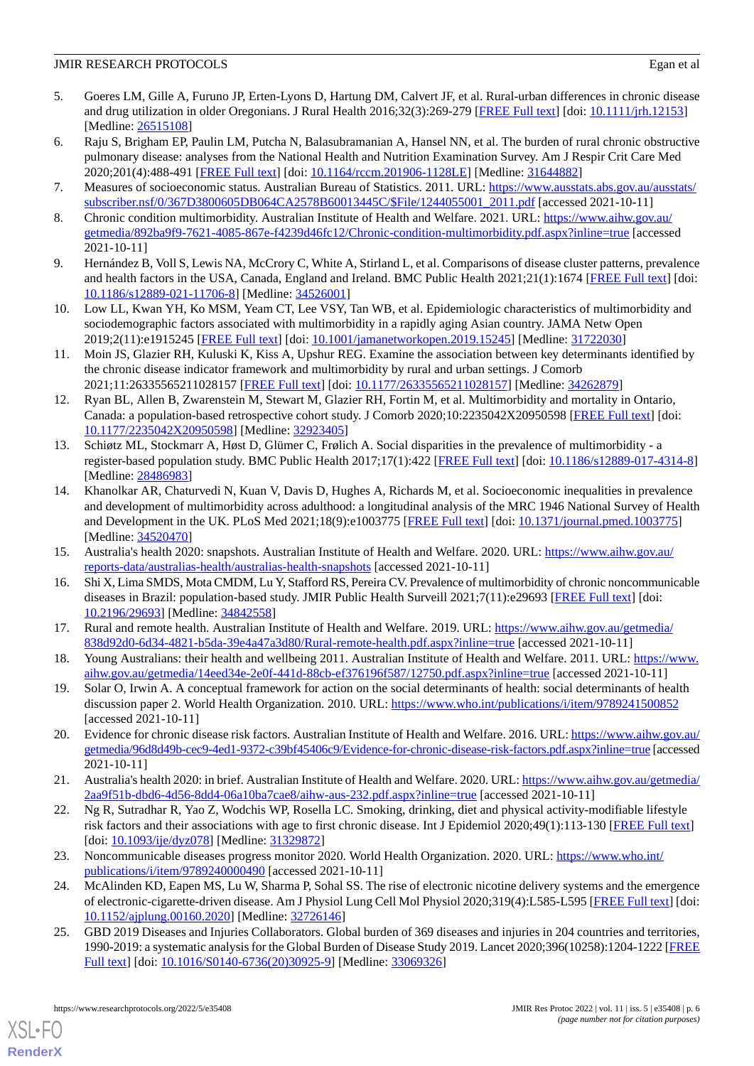5. Goeres LM, Gille A, Furuno JP, Erten-Lyons D, Hartung DM, Calvert JF, et al. Rural-urban differences in chronic disease and drug utilization in older Oregonians. J Rural Health 2016;32(3):269-279 [FREE Full text] [doi: 10.1111/jrh.12153] [Medline: 26515108]
6. Raju S, Brigham EP, Paulin LM, Putcha N, Balasubramanian A, Hansel NN, et al. The burden of rural chronic obstructive pulmonary disease: analyses from the National Health and Nutrition Examination Survey. Am J Respir Crit Care Med 2020;201(4):488-491 [FREE Full text] [doi: 10.1164/rccm.201906-1128LE] [Medline: 31644882]
7. Measures of socioeconomic status. Australian Bureau of Statistics. 2011. URL: https://www.ausstats.abs.gov.au/ausstats/subscriber.nsf/0/367D3800605DB064CA2578B60013445C/$File/1244055001_2011.pdf [accessed 2021-10-11]
8. Chronic condition multimorbidity. Australian Institute of Health and Welfare. 2021. URL: https://www.aihw.gov.au/getmedia/892ba9f9-7621-4085-867e-f4239d46fc12/Chronic-condition-multimorbidity.pdf.aspx?inline=true [accessed 2021-10-11]
9. Hernández B, Voll S, Lewis NA, McCrory C, White A, Stirland L, et al. Comparisons of disease cluster patterns, prevalence and health factors in the USA, Canada, England and Ireland. BMC Public Health 2021;21(1):1674 [FREE Full text] [doi: 10.1186/s12889-021-11706-8] [Medline: 34526001]
10. Low LL, Kwan YH, Ko MSM, Yeam CT, Lee VSY, Tan WB, et al. Epidemiologic characteristics of multimorbidity and sociodemographic factors associated with multimorbidity in a rapidly aging Asian country. JAMA Netw Open 2019;2(11):e1915245 [FREE Full text] [doi: 10.1001/jamanetworkopen.2019.15245] [Medline: 31722030]
11. Moin JS, Glazier RH, Kuluski K, Kiss A, Upshur REG. Examine the association between key determinants identified by the chronic disease indicator framework and multimorbidity by rural and urban settings. J Comorb 2021;11:26335565211028157 [FREE Full text] [doi: 10.1177/26335565211028157] [Medline: 34262879]
12. Ryan BL, Allen B, Zwarenstein M, Stewart M, Glazier RH, Fortin M, et al. Multimorbidity and mortality in Ontario, Canada: a population-based retrospective cohort study. J Comorb 2020;10:2235042X20950598 [FREE Full text] [doi: 10.1177/2235042X20950598] [Medline: 32923405]
13. Schiøtz ML, Stockmarr A, Høst D, Glümer C, Frølich A. Social disparities in the prevalence of multimorbidity - a register-based population study. BMC Public Health 2017;17(1):422 [FREE Full text] [doi: 10.1186/s12889-017-4314-8] [Medline: 28486983]
14. Khanolkar AR, Chaturvedi N, Kuan V, Davis D, Hughes A, Richards M, et al. Socioeconomic inequalities in prevalence and development of multimorbidity across adulthood: a longitudinal analysis of the MRC 1946 National Survey of Health and Development in the UK. PLoS Med 2021;18(9):e1003775 [FREE Full text] [doi: 10.1371/journal.pmed.1003775] [Medline: 34520470]
15. Australia's health 2020: snapshots. Australian Institute of Health and Welfare. 2020. URL: https://www.aihw.gov.au/reports-data/australias-health/australias-health-snapshots [accessed 2021-10-11]
16. Shi X, Lima SMDS, Mota CMDM, Lu Y, Stafford RS, Pereira CV. Prevalence of multimorbidity of chronic noncommunicable diseases in Brazil: population-based study. JMIR Public Health Surveill 2021;7(11):e29693 [FREE Full text] [doi: 10.2196/29693] [Medline: 34842558]
17. Rural and remote health. Australian Institute of Health and Welfare. 2019. URL: https://www.aihw.gov.au/getmedia/838d92d0-6d34-4821-b5da-39e4a47a3d80/Rural-remote-health.pdf.aspx?inline=true [accessed 2021-10-11]
18. Young Australians: their health and wellbeing 2011. Australian Institute of Health and Welfare. 2011. URL: https://www.aihw.gov.au/getmedia/14eed34e-2e0f-441d-88cb-ef376196f587/12750.pdf.aspx?inline=true [accessed 2021-10-11]
19. Solar O, Irwin A. A conceptual framework for action on the social determinants of health: social determinants of health discussion paper 2. World Health Organization. 2010. URL: https://www.who.int/publications/i/item/9789241500852 [accessed 2021-10-11]
20. Evidence for chronic disease risk factors. Australian Institute of Health and Welfare. 2016. URL: https://www.aihw.gov.au/getmedia/96d8d49b-cec9-4ed1-9372-c39bf45406c9/Evidence-for-chronic-disease-risk-factors.pdf.aspx?inline=true [accessed 2021-10-11]
21. Australia's health 2020: in brief. Australian Institute of Health and Welfare. 2020. URL: https://www.aihw.gov.au/getmedia/2aa9f51b-dbd6-4d56-8dd4-06a10ba7cae8/aihw-aus-232.pdf.aspx?inline=true [accessed 2021-10-11]
22. Ng R, Sutradhar R, Yao Z, Wodchis WP, Rosella LC. Smoking, drinking, diet and physical activity-modifiable lifestyle risk factors and their associations with age to first chronic disease. Int J Epidemiol 2020;49(1):113-130 [FREE Full text] [doi: 10.1093/ije/dyz078] [Medline: 31329872]
23. Noncommunicable diseases progress monitor 2020. World Health Organization. 2020. URL: https://www.who.int/publications/i/item/9789240000490 [accessed 2021-10-11]
24. McAlinden KD, Eapen MS, Lu W, Sharma P, Sohal SS. The rise of electronic nicotine delivery systems and the emergence of electronic-cigarette-driven disease. Am J Physiol Lung Cell Mol Physiol 2020;319(4):L585-L595 [FREE Full text] [doi: 10.1152/ajplung.00160.2020] [Medline: 32726146]
25. GBD 2019 Diseases and Injuries Collaborators. Global burden of 369 diseases and injuries in 204 countries and territories, 1990-2019: a systematic analysis for the Global Burden of Disease Study 2019. Lancet 2020;396(10258):1204-1222 [FREE Full text] [doi: 10.1016/S0140-6736(20)30925-9] [Medline: 33069326]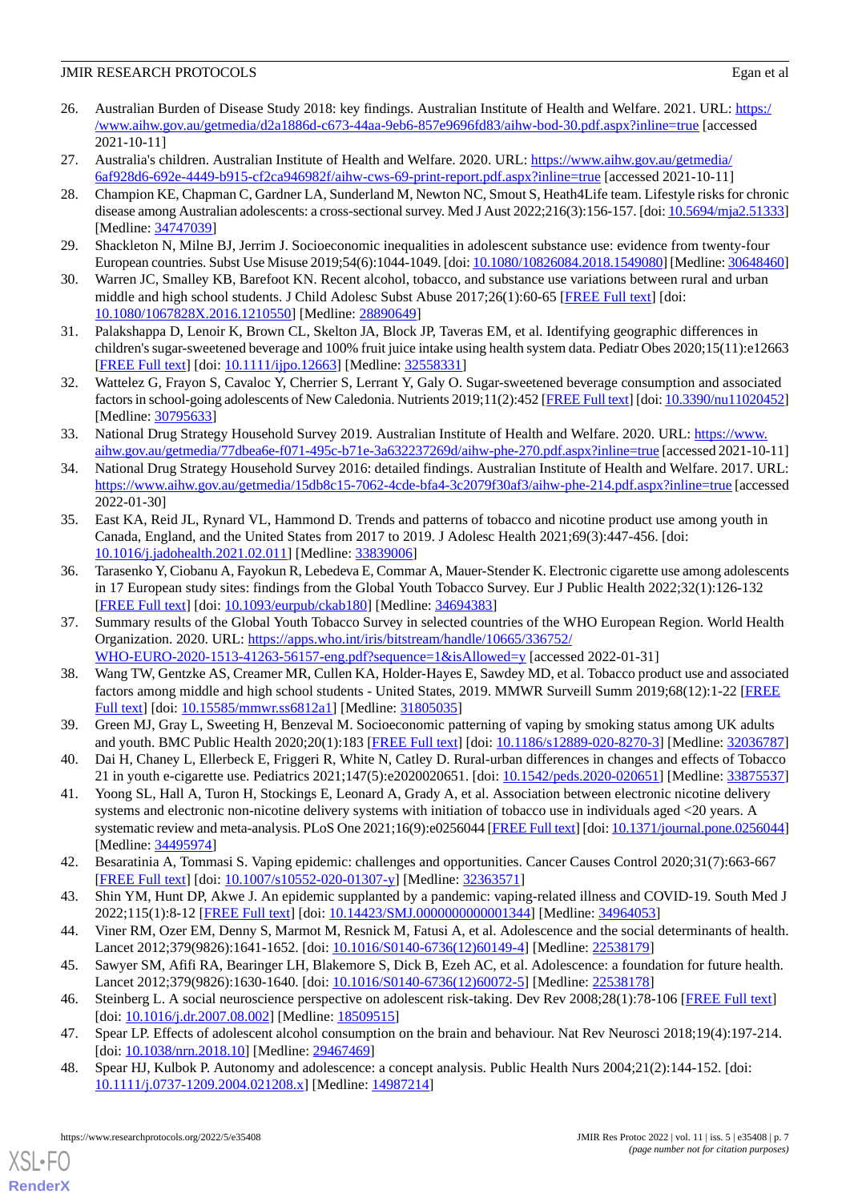26. Australian Burden of Disease Study 2018: key findings. Australian Institute of Health and Welfare. 2021. URL: https://www.aihw.gov.au/getmedia/d2a1886d-c673-44aa-9eb6-857e9696fd83/aihw-bod-30.pdf.aspx?inline=true [accessed 2021-10-11]
27. Australia's children. Australian Institute of Health and Welfare. 2020. URL: https://www.aihw.gov.au/getmedia/6af928d6-692e-4449-b915-cf2ca946982f/aihw-cws-69-print-report.pdf.aspx?inline=true [accessed 2021-10-11]
28. Champion KE, Chapman C, Gardner LA, Sunderland M, Newton NC, Smout S, Heath4Life team. Lifestyle risks for chronic disease among Australian adolescents: a cross-sectional survey. Med J Aust 2022;216(3):156-157. [doi: 10.5694/mja2.51333] [Medline: 34747039]
29. Shackleton N, Milne BJ, Jerrim J. Socioeconomic inequalities in adolescent substance use: evidence from twenty-four European countries. Subst Use Misuse 2019;54(6):1044-1049. [doi: 10.1080/10826084.2018.1549080] [Medline: 30648460]
30. Warren JC, Smalley KB, Barefoot KN. Recent alcohol, tobacco, and substance use variations between rural and urban middle and high school students. J Child Adolesc Subst Abuse 2017;26(1):60-65 [FREE Full text] [doi: 10.1080/1067828X.2016.1210550] [Medline: 28890649]
31. Palakshappa D, Lenoir K, Brown CL, Skelton JA, Block JP, Taveras EM, et al. Identifying geographic differences in children's sugar-sweetened beverage and 100% fruit juice intake using health system data. Pediatr Obes 2020;15(11):e12663 [FREE Full text] [doi: 10.1111/ijpo.12663] [Medline: 32558331]
32. Wattelez G, Frayon S, Cavaloc Y, Cherrier S, Lerrant Y, Galy O. Sugar-sweetened beverage consumption and associated factors in school-going adolescents of New Caledonia. Nutrients 2019;11(2):452 [FREE Full text] [doi: 10.3390/nu11020452] [Medline: 30795633]
33. National Drug Strategy Household Survey 2019. Australian Institute of Health and Welfare. 2020. URL: https://www.aihw.gov.au/getmedia/77dbea6e-f071-495c-b71e-3a632237269d/aihw-phe-270.pdf.aspx?inline=true [accessed 2021-10-11]
34. National Drug Strategy Household Survey 2016: detailed findings. Australian Institute of Health and Welfare. 2017. URL: https://www.aihw.gov.au/getmedia/15db8c15-7062-4cde-bfa4-3c2079f30af3/aihw-phe-214.pdf.aspx?inline=true [accessed 2022-01-30]
35. East KA, Reid JL, Rynard VL, Hammond D. Trends and patterns of tobacco and nicotine product use among youth in Canada, England, and the United States from 2017 to 2019. J Adolesc Health 2021;69(3):447-456. [doi: 10.1016/j.jadohealth.2021.02.011] [Medline: 33839006]
36. Tarasenko Y, Ciobanu A, Fayokun R, Lebedeva E, Commar A, Mauer-Stender K. Electronic cigarette use among adolescents in 17 European study sites: findings from the Global Youth Tobacco Survey. Eur J Public Health 2022;32(1):126-132 [FREE Full text] [doi: 10.1093/eurpub/ckab180] [Medline: 34694383]
37. Summary results of the Global Youth Tobacco Survey in selected countries of the WHO European Region. World Health Organization. 2020. URL: https://apps.who.int/iris/bitstream/handle/10665/336752/WHO-EURO-2020-1513-41263-56157-eng.pdf?sequence=1&isAllowed=y [accessed 2022-01-31]
38. Wang TW, Gentzke AS, Creamer MR, Cullen KA, Holder-Hayes E, Sawdey MD, et al. Tobacco product use and associated factors among middle and high school students - United States, 2019. MMWR Surveill Summ 2019;68(12):1-22 [FREE Full text] [doi: 10.15585/mmwr.ss6812a1] [Medline: 31805035]
39. Green MJ, Gray L, Sweeting H, Benzeval M. Socioeconomic patterning of vaping by smoking status among UK adults and youth. BMC Public Health 2020;20(1):183 [FREE Full text] [doi: 10.1186/s12889-020-8270-3] [Medline: 32036787]
40. Dai H, Chaney L, Ellerbeck E, Friggeri R, White N, Catley D. Rural-urban differences in changes and effects of Tobacco 21 in youth e-cigarette use. Pediatrics 2021;147(5):e2020020651. [doi: 10.1542/peds.2020-020651] [Medline: 33875537]
41. Yoong SL, Hall A, Turon H, Stockings E, Leonard A, Grady A, et al. Association between electronic nicotine delivery systems and electronic non-nicotine delivery systems with initiation of tobacco use in individuals aged <20 years. A systematic review and meta-analysis. PLoS One 2021;16(9):e0256044 [FREE Full text] [doi: 10.1371/journal.pone.0256044] [Medline: 34495974]
42. Besaratinia A, Tommasi S. Vaping epidemic: challenges and opportunities. Cancer Causes Control 2020;31(7):663-667 [FREE Full text] [doi: 10.1007/s10552-020-01307-y] [Medline: 32363571]
43. Shin YM, Hunt DP, Akwe J. An epidemic supplanted by a pandemic: vaping-related illness and COVID-19. South Med J 2022;115(1):8-12 [FREE Full text] [doi: 10.14423/SMJ.0000000000001344] [Medline: 34964053]
44. Viner RM, Ozer EM, Denny S, Marmot M, Resnick M, Fatusi A, et al. Adolescence and the social determinants of health. Lancet 2012;379(9826):1641-1652. [doi: 10.1016/S0140-6736(12)60149-4] [Medline: 22538179]
45. Sawyer SM, Afifi RA, Bearinger LH, Blakemore S, Dick B, Ezeh AC, et al. Adolescence: a foundation for future health. Lancet 2012;379(9826):1630-1640. [doi: 10.1016/S0140-6736(12)60072-5] [Medline: 22538178]
46. Steinberg L. A social neuroscience perspective on adolescent risk-taking. Dev Rev 2008;28(1):78-106 [FREE Full text] [doi: 10.1016/j.dr.2007.08.002] [Medline: 18509515]
47. Spear LP. Effects of adolescent alcohol consumption on the brain and behaviour. Nat Rev Neurosci 2018;19(4):197-214. [doi: 10.1038/nrn.2018.10] [Medline: 29467469]
48. Spear HJ, Kulbok P. Autonomy and adolescence: a concept analysis. Public Health Nurs 2004;21(2):144-152. [doi: 10.1111/j.0737-1209.2004.021208.x] [Medline: 14987214]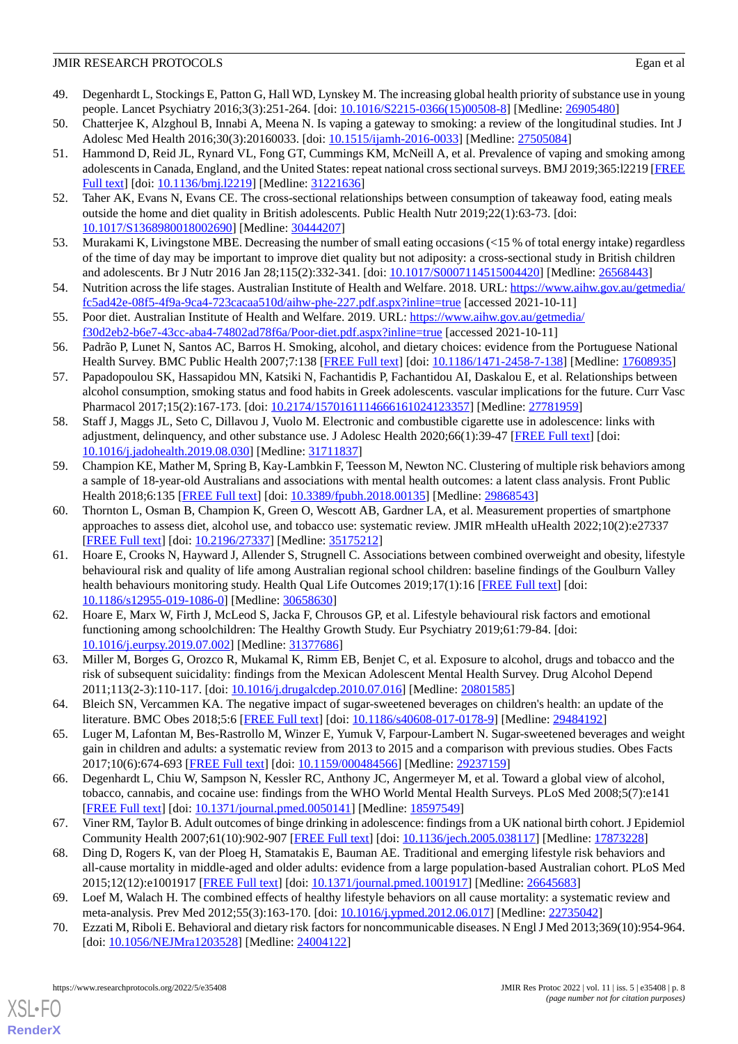49. Degenhardt L, Stockings E, Patton G, Hall WD, Lynskey M. The increasing global health priority of substance use in young people. Lancet Psychiatry 2016;3(3):251-264. [doi: 10.1016/S2215-0366(15)00508-8] [Medline: 26905480]
50. Chatterjee K, Alzghoul B, Innabi A, Meena N. Is vaping a gateway to smoking: a review of the longitudinal studies. Int J Adolesc Med Health 2016;30(3):20160033. [doi: 10.1515/ijamh-2016-0033] [Medline: 27505084]
51. Hammond D, Reid JL, Rynard VL, Fong GT, Cummings KM, McNeill A, et al. Prevalence of vaping and smoking among adolescents in Canada, England, and the United States: repeat national cross sectional surveys. BMJ 2019;365:l2219 [FREE Full text] [doi: 10.1136/bmj.l2219] [Medline: 31221636]
52. Taher AK, Evans N, Evans CE. The cross-sectional relationships between consumption of takeaway food, eating meals outside the home and diet quality in British adolescents. Public Health Nutr 2019;22(1):63-73. [doi: 10.1017/S1368980018002690] [Medline: 30444207]
53. Murakami K, Livingstone MBE. Decreasing the number of small eating occasions (<15 % of total energy intake) regardless of the time of day may be important to improve diet quality but not adiposity: a cross-sectional study in British children and adolescents. Br J Nutr 2016 Jan 28;115(2):332-341. [doi: 10.1017/S0007114515004420] [Medline: 26568443]
54. Nutrition across the life stages. Australian Institute of Health and Welfare. 2018. URL: https://www.aihw.gov.au/getmedia/fc5ad42e-08f5-4f9a-9ca4-723cacaa510d/aihw-phe-227.pdf.aspx?inline=true [accessed 2021-10-11]
55. Poor diet. Australian Institute of Health and Welfare. 2019. URL: https://www.aihw.gov.au/getmedia/f30d2eb2-b6e7-43cc-aba4-74802ad78f6a/Poor-diet.pdf.aspx?inline=true [accessed 2021-10-11]
56. Padrão P, Lunet N, Santos AC, Barros H. Smoking, alcohol, and dietary choices: evidence from the Portuguese National Health Survey. BMC Public Health 2007;7:138 [FREE Full text] [doi: 10.1186/1471-2458-7-138] [Medline: 17608935]
57. Papadopoulou SK, Hassapidou MN, Katsiki N, Fachantidis P, Fachantidou AI, Daskalou E, et al. Relationships between alcohol consumption, smoking status and food habits in Greek adolescents. vascular implications for the future. Curr Vasc Pharmacol 2017;15(2):167-173. [doi: 10.2174/1570161114666161024123357] [Medline: 27781959]
58. Staff J, Maggs JL, Seto C, Dillavou J, Vuolo M. Electronic and combustible cigarette use in adolescence: links with adjustment, delinquency, and other substance use. J Adolesc Health 2020;66(1):39-47 [FREE Full text] [doi: 10.1016/j.jadohealth.2019.08.030] [Medline: 31711837]
59. Champion KE, Mather M, Spring B, Kay-Lambkin F, Teesson M, Newton NC. Clustering of multiple risk behaviors among a sample of 18-year-old Australians and associations with mental health outcomes: a latent class analysis. Front Public Health 2018;6:135 [FREE Full text] [doi: 10.3389/fpubh.2018.00135] [Medline: 29868543]
60. Thornton L, Osman B, Champion K, Green O, Wescott AB, Gardner LA, et al. Measurement properties of smartphone approaches to assess diet, alcohol use, and tobacco use: systematic review. JMIR mHealth uHealth 2022;10(2):e27337 [FREE Full text] [doi: 10.2196/27337] [Medline: 35175212]
61. Hoare E, Crooks N, Hayward J, Allender S, Strugnell C. Associations between combined overweight and obesity, lifestyle behavioural risk and quality of life among Australian regional school children: baseline findings of the Goulburn Valley health behaviours monitoring study. Health Qual Life Outcomes 2019;17(1):16 [FREE Full text] [doi: 10.1186/s12955-019-1086-0] [Medline: 30658630]
62. Hoare E, Marx W, Firth J, McLeod S, Jacka F, Chrousos GP, et al. Lifestyle behavioural risk factors and emotional functioning among schoolchildren: The Healthy Growth Study. Eur Psychiatry 2019;61:79-84. [doi: 10.1016/j.eurpsy.2019.07.002] [Medline: 31377686]
63. Miller M, Borges G, Orozco R, Mukamal K, Rimm EB, Benjet C, et al. Exposure to alcohol, drugs and tobacco and the risk of subsequent suicidality: findings from the Mexican Adolescent Mental Health Survey. Drug Alcohol Depend 2011;113(2-3):110-117. [doi: 10.1016/j.drugalcdep.2010.07.016] [Medline: 20801585]
64. Bleich SN, Vercammen KA. The negative impact of sugar-sweetened beverages on children's health: an update of the literature. BMC Obes 2018;5:6 [FREE Full text] [doi: 10.1186/s40608-017-0178-9] [Medline: 29484192]
65. Luger M, Lafontan M, Bes-Rastrollo M, Winzer E, Yumuk V, Farpour-Lambert N. Sugar-sweetened beverages and weight gain in children and adults: a systematic review from 2013 to 2015 and a comparison with previous studies. Obes Facts 2017;10(6):674-693 [FREE Full text] [doi: 10.1159/000484566] [Medline: 29237159]
66. Degenhardt L, Chiu W, Sampson N, Kessler RC, Anthony JC, Angermeyer M, et al. Toward a global view of alcohol, tobacco, cannabis, and cocaine use: findings from the WHO World Mental Health Surveys. PLoS Med 2008;5(7):e141 [FREE Full text] [doi: 10.1371/journal.pmed.0050141] [Medline: 18597549]
67. Viner RM, Taylor B. Adult outcomes of binge drinking in adolescence: findings from a UK national birth cohort. J Epidemiol Community Health 2007;61(10):902-907 [FREE Full text] [doi: 10.1136/jech.2005.038117] [Medline: 17873228]
68. Ding D, Rogers K, van der Ploeg H, Stamatakis E, Bauman AE. Traditional and emerging lifestyle risk behaviors and all-cause mortality in middle-aged and older adults: evidence from a large population-based Australian cohort. PLoS Med 2015;12(12):e1001917 [FREE Full text] [doi: 10.1371/journal.pmed.1001917] [Medline: 26645683]
69. Loef M, Walach H. The combined effects of healthy lifestyle behaviors on all cause mortality: a systematic review and meta-analysis. Prev Med 2012;55(3):163-170. [doi: 10.1016/j.ypmed.2012.06.017] [Medline: 22735042]
70. Ezzati M, Riboli E. Behavioral and dietary risk factors for noncommunicable diseases. N Engl J Med 2013;369(10):954-964. [doi: 10.1056/NEJMra1203528] [Medline: 24004122]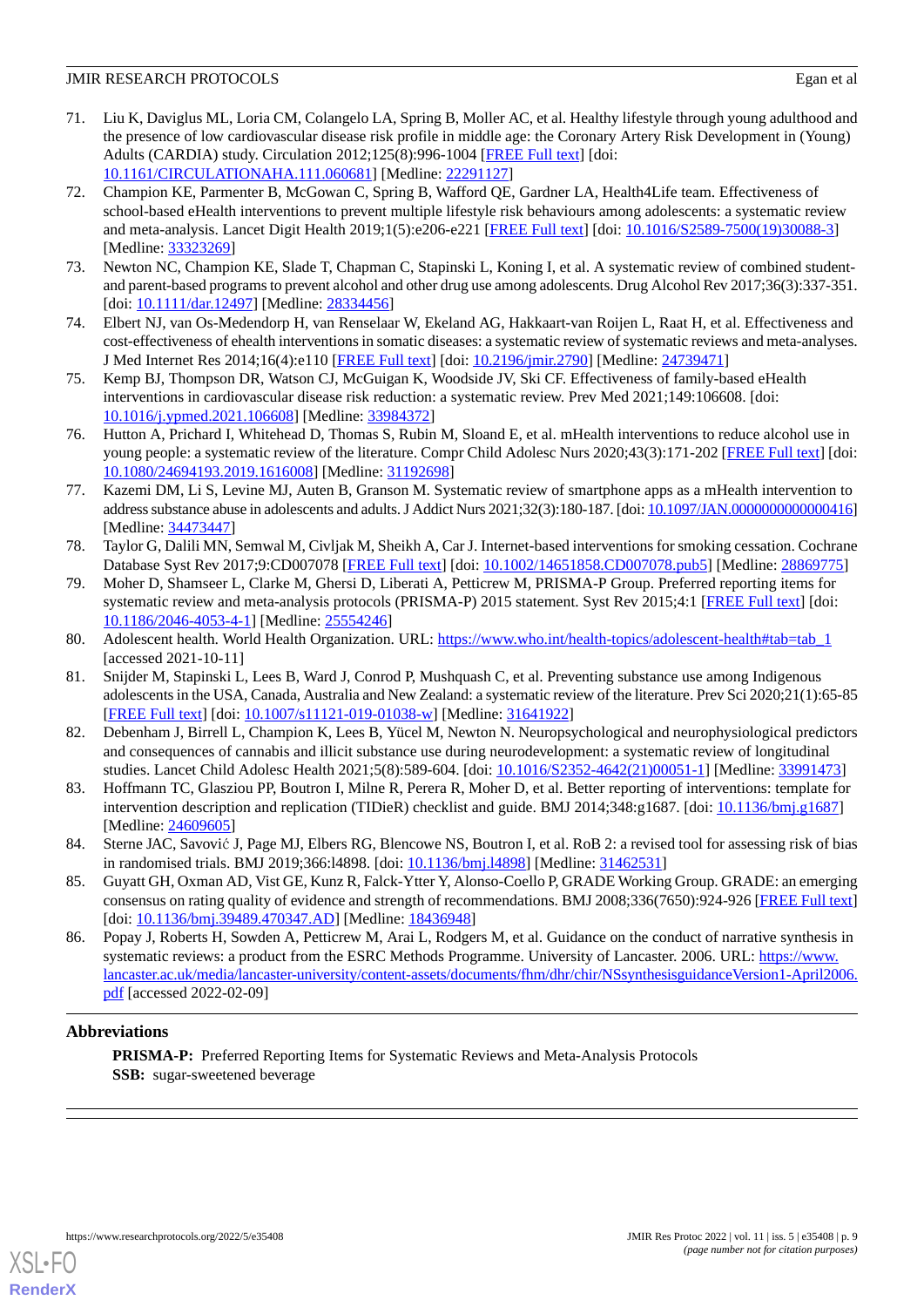71. Liu K, Daviglus ML, Loria CM, Colangelo LA, Spring B, Moller AC, et al. Healthy lifestyle through young adulthood and the presence of low cardiovascular disease risk profile in middle age: the Coronary Artery Risk Development in (Young) Adults (CARDIA) study. Circulation 2012;125(8):996-1004 [FREE Full text] [doi: 10.1161/CIRCULATIONAHA.111.060681] [Medline: 22291127]
72. Champion KE, Parmenter B, McGowan C, Spring B, Wafford QE, Gardner LA, Health4Life team. Effectiveness of school-based eHealth interventions to prevent multiple lifestyle risk behaviours among adolescents: a systematic review and meta-analysis. Lancet Digit Health 2019;1(5):e206-e221 [FREE Full text] [doi: 10.1016/S2589-7500(19)30088-3] [Medline: 33323269]
73. Newton NC, Champion KE, Slade T, Chapman C, Stapinski L, Koning I, et al. A systematic review of combined student- and parent-based programs to prevent alcohol and other drug use among adolescents. Drug Alcohol Rev 2017;36(3):337-351. [doi: 10.1111/dar.12497] [Medline: 28334456]
74. Elbert NJ, van Os-Medendorp H, van Renselaar W, Ekeland AG, Hakkaart-van Roijen L, Raat H, et al. Effectiveness and cost-effectiveness of ehealth interventions in somatic diseases: a systematic review of systematic reviews and meta-analyses. J Med Internet Res 2014;16(4):e110 [FREE Full text] [doi: 10.2196/jmir.2790] [Medline: 24739471]
75. Kemp BJ, Thompson DR, Watson CJ, McGuigan K, Woodside JV, Ski CF. Effectiveness of family-based eHealth interventions in cardiovascular disease risk reduction: a systematic review. Prev Med 2021;149:106608. [doi: 10.1016/j.ypmed.2021.106608] [Medline: 33984372]
76. Hutton A, Prichard I, Whitehead D, Thomas S, Rubin M, Sloand E, et al. mHealth interventions to reduce alcohol use in young people: a systematic review of the literature. Compr Child Adolesc Nurs 2020;43(3):171-202 [FREE Full text] [doi: 10.1080/24694193.2019.1616008] [Medline: 31192698]
77. Kazemi DM, Li S, Levine MJ, Auten B, Granson M. Systematic review of smartphone apps as a mHealth intervention to address substance abuse in adolescents and adults. J Addict Nurs 2021;32(3):180-187. [doi: 10.1097/JAN.0000000000000416] [Medline: 34473447]
78. Taylor G, Dalili MN, Semwal M, Civljak M, Sheikh A, Car J. Internet-based interventions for smoking cessation. Cochrane Database Syst Rev 2017;9:CD007078 [FREE Full text] [doi: 10.1002/14651858.CD007078.pub5] [Medline: 28869775]
79. Moher D, Shamseer L, Clarke M, Ghersi D, Liberati A, Petticrew M, PRISMA-P Group. Preferred reporting items for systematic review and meta-analysis protocols (PRISMA-P) 2015 statement. Syst Rev 2015;4:1 [FREE Full text] [doi: 10.1186/2046-4053-4-1] [Medline: 25554246]
80. Adolescent health. World Health Organization. URL: https://www.who.int/health-topics/adolescent-health#tab=tab_1 [accessed 2021-10-11]
81. Snijder M, Stapinski L, Lees B, Ward J, Conrod P, Mushquash C, et al. Preventing substance use among Indigenous adolescents in the USA, Canada, Australia and New Zealand: a systematic review of the literature. Prev Sci 2020;21(1):65-85 [FREE Full text] [doi: 10.1007/s11121-019-01038-w] [Medline: 31641922]
82. Debenham J, Birrell L, Champion K, Lees B, Yücel M, Newton N. Neuropsychological and neurophysiological predictors and consequences of cannabis and illicit substance use during neurodevelopment: a systematic review of longitudinal studies. Lancet Child Adolesc Health 2021;5(8):589-604. [doi: 10.1016/S2352-4642(21)00051-1] [Medline: 33991473]
83. Hoffmann TC, Glasziou PP, Boutron I, Milne R, Perera R, Moher D, et al. Better reporting of interventions: template for intervention description and replication (TIDieR) checklist and guide. BMJ 2014;348:g1687. [doi: 10.1136/bmj.g1687] [Medline: 24609605]
84. Sterne JAC, Savović J, Page MJ, Elbers RG, Blencowe NS, Boutron I, et al. RoB 2: a revised tool for assessing risk of bias in randomised trials. BMJ 2019;366:l4898. [doi: 10.1136/bmj.l4898] [Medline: 31462531]
85. Guyatt GH, Oxman AD, Vist GE, Kunz R, Falck-Ytter Y, Alonso-Coello P, GRADE Working Group. GRADE: an emerging consensus on rating quality of evidence and strength of recommendations. BMJ 2008;336(7650):924-926 [FREE Full text] [doi: 10.1136/bmj.39489.470347.AD] [Medline: 18436948]
86. Popay J, Roberts H, Sowden A, Petticrew M, Arai L, Rodgers M, et al. Guidance on the conduct of narrative synthesis in systematic reviews: a product from the ESRC Methods Programme. University of Lancaster. 2006. URL: https://www.lancaster.ac.uk/media/lancaster-university/content-assets/documents/fhm/dhr/chir/NSsynthesisguidanceVersion1-April2006.pdf [accessed 2022-02-09]

## Abbreviations

**PRISMA-P:** Preferred Reporting Items for Systematic Reviews and Meta-Analysis Protocols
**SSB:** sugar-sweetened beverage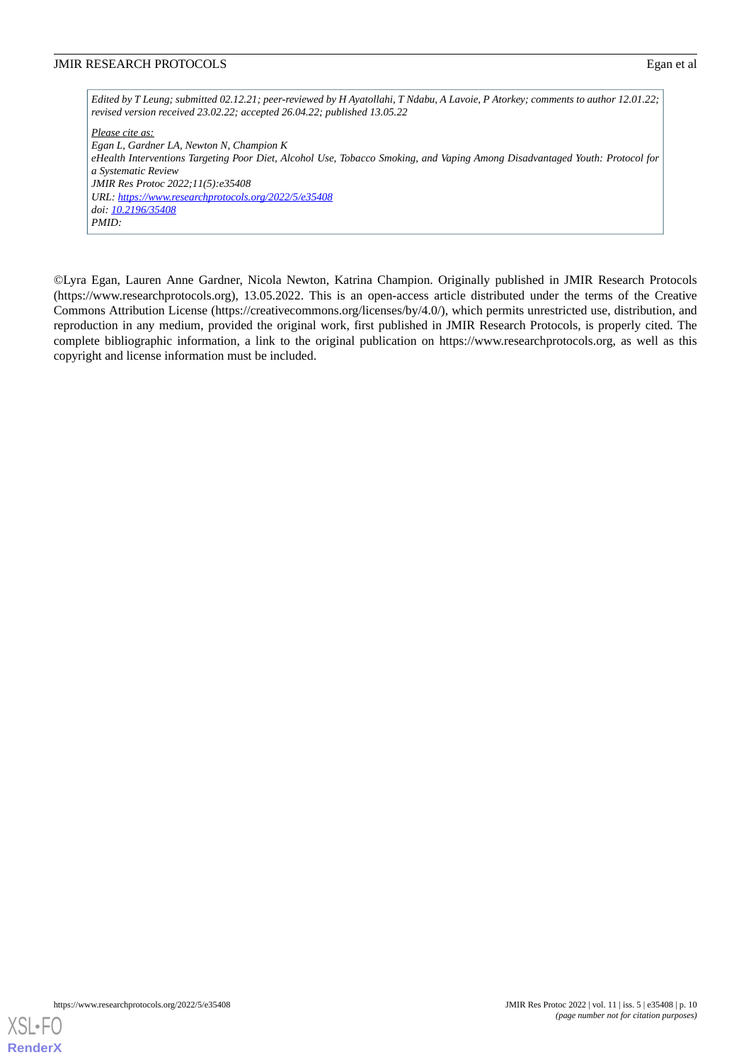*Edited by T Leung; submitted 02.12.21; peer-reviewed by H Ayatollahi, T Ndabu, A Lavoie, P Atorkey; comments to author 12.01.22; revised version received 23.02.22; accepted 26.04.22; published 13.05.22*

*Please cite as:*
*Egan L, Gardner LA, Newton N, Champion K*
*eHealth Interventions Targeting Poor Diet, Alcohol Use, Tobacco Smoking, and Vaping Among Disadvantaged Youth: Protocol for a Systematic Review*
*JMIR Res Protoc 2022;11(5):e35408*
*URL: [https://www.researchprotocols.org/2022/5/e35408](https://www.researchprotocols.org/2022/5/e35408)*
*doi: [10.2196/35408](10.2196/35408)*
*PMID:*

©Lyra Egan, Lauren Anne Gardner, Nicola Newton, Katrina Champion. Originally published in JMIR Research Protocols (https://www.researchprotocols.org), 13.05.2022. This is an open-access article distributed under the terms of the Creative Commons Attribution License (https://creativecommons.org/licenses/by/4.0/), which permits unrestricted use, distribution, and reproduction in any medium, provided the original work, first published in JMIR Research Protocols, is properly cited. The complete bibliographic information, a link to the original publication on https://www.researchprotocols.org, as well as this copyright and license information must be included.